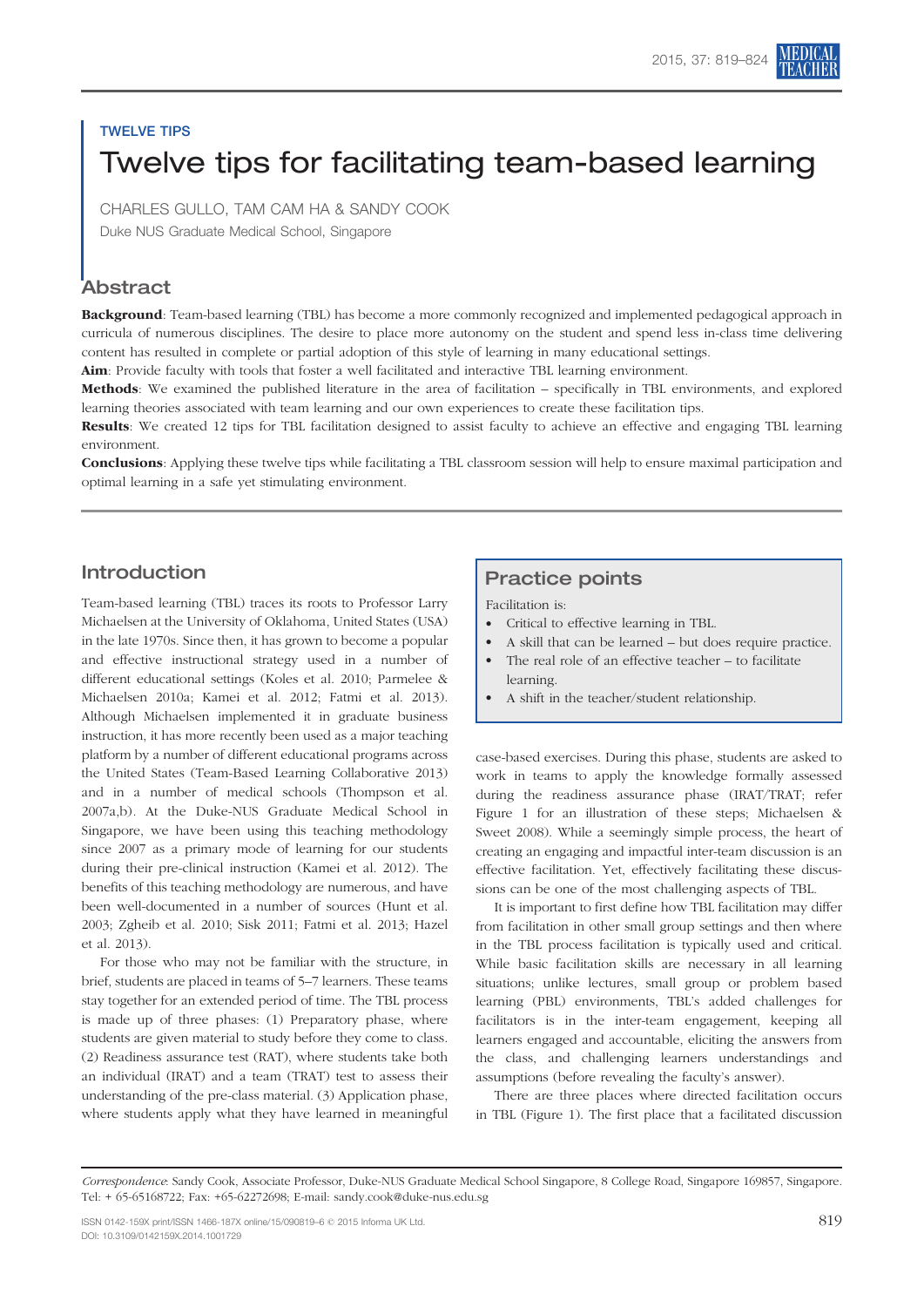TWELVE TIPS

# Twelve tips for facilitating team-based learning

CHARLES GULLO, TAM CAM HA & SANDY COOK

Duke NUS Graduate Medical School, Singapore

## Abstract

**Background**: Team-based learning (TBL) has become a more commonly recognized and implemented pedagogical approach in curricula of numerous disciplines. The desire to place more autonomy on the student and spend less in-class time delivering content has resulted in complete or partial adoption of this style of learning in many educational settings.

**Aim**: Provide faculty with tools that foster a well facilitated and interactive TBL learning environment.

**Methods**: We examined the published literature in the area of facilitation – specifically in TBL environments, and explored learning theories associated with team learning and our own experiences to create these facilitation tips.

**Results**: We created 12 tips for TBL facilitation designed to assist faculty to achieve an effective and engaging TBL learning environment.

**Conclusions**: Applying these twelve tips while facilitating a TBL classroom session will help to ensure maximal participation and optimal learning in a safe yet stimulating environment.

## Introduction

Team-based learning (TBL) traces its roots to Professor Larry Michaelsen at the University of Oklahoma, United States (USA) in the late 1970s. Since then, it has grown to become a popular and effective instructional strategy used in a number of different educational settings (Koles et al. 2010; Parmelee & Michaelsen 2010a; Kamei et al. 2012; Fatmi et al. 2013). Although Michaelsen implemented it in graduate business instruction, it has more recently been used as a major teaching platform by a number of different educational programs across the United States (Team-Based Learning Collaborative 2013) and in a number of medical schools (Thompson et al. 2007a,b). At the Duke-NUS Graduate Medical School in Singapore, we have been using this teaching methodology since 2007 as a primary mode of learning for our students during their pre-clinical instruction (Kamei et al. 2012). The benefits of this teaching methodology are numerous, and have been well-documented in a number of sources (Hunt et al. 2003; Zgheib et al. 2010; Sisk 2011; Fatmi et al. 2013; Hazel et al. 2013).

For those who may not be familiar with the structure, in brief, students are placed in teams of 5–7 learners. These teams stay together for an extended period of time. The TBL process is made up of three phases: (1) Preparatory phase, where students are given material to study before they come to class. (2) Readiness assurance test (RAT), where students take both an individual (IRAT) and a team (TRAT) test to assess their understanding of the pre-class material. (3) Application phase, where students apply what they have learned in meaningful case-based exercises. During this phase, students are asked to work in teams to apply the knowledge formally assessed during the readiness assurance phase (IRAT/TRAT; refer Figure 1 for an illustration of these steps; Michaelsen & Sweet 2008). While a seemingly simple process, the heart of creating an engaging and impactful inter-team discussion is an effective facilitation. Yet, effectively facilitating these discussions can be one of the most challenging aspects of TBL.

> **Practice points**
>
> Facilitation is:
>
> - Critical to effective learning in TBL.
> - A skill that can be learned – but does require practice.
> - The real role of an effective teacher – to facilitate learning.
> - A shift in the teacher/student relationship.

It is important to first define how TBL facilitation may differ from facilitation in other small group settings and then where in the TBL process facilitation is typically used and critical. While basic facilitation skills are necessary in all learning situations; unlike lectures, small group or problem based learning (PBL) environments, TBL's added challenges for facilitators is in the inter-team engagement, keeping all learners engaged and accountable, eliciting the answers from the class, and challenging learners understandings and assumptions (before revealing the faculty's answer).

There are three places where directed facilitation occurs in TBL (Figure 1). The first place that a facilitated discussion

---

*Correspondence*: Sandy Cook, Associate Professor, Duke-NUS Graduate Medical School Singapore, 8 College Road, Singapore 169857, Singapore. Tel: + 65-65168722; Fax: +65-62272698; E-mail: sandy.cook@duke-nus.edu.sg

ISSN 0142-159X print/ISSN 1466-187X online/15/090819–6 © 2015 Informa UK Ltd.
DOI: 10.3109/0142159X.2014.1001729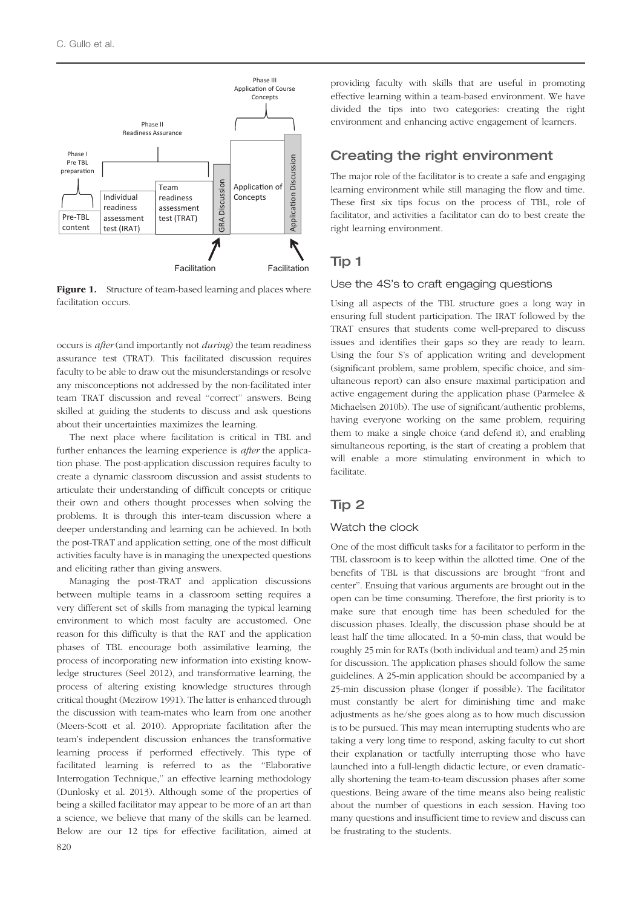Figure 1. Structure of team-based learning and places where facilitation occurs.

occurs is *after* (and importantly not *during*) the team readiness assurance test (TRAT). This facilitated discussion requires faculty to be able to draw out the misunderstandings or resolve any misconceptions not addressed by the non-facilitated inter team TRAT discussion and reveal "correct" answers. Being skilled at guiding the students to discuss and ask questions about their uncertainties maximizes the learning.

The next place where facilitation is critical in TBL and further enhances the learning experience is *after* the application phase. The post-application discussion requires faculty to create a dynamic classroom discussion and assist students to articulate their understanding of difficult concepts or critique their own and others thought processes when solving the problems. It is through this inter-team discussion where a deeper understanding and learning can be achieved. In both the post-TRAT and application setting, one of the most difficult activities faculty have is in managing the unexpected questions and eliciting rather than giving answers.

Managing the post-TRAT and application discussions between multiple teams in a classroom setting requires a very different set of skills from managing the typical learning environment to which most faculty are accustomed. One reason for this difficulty is that the RAT and the application phases of TBL encourage both assimilative learning, the process of incorporating new information into existing knowledge structures (Seel 2012), and transformative learning, the process of altering existing knowledge structures through critical thought (Mezirow 1991). The latter is enhanced through the discussion with team-mates who learn from one another (Meers-Scott et al. 2010). Appropriate facilitation after the team's independent discussion enhances the transformative learning process if performed effectively. This type of facilitated learning is referred to as the "Elaborative Interrogation Technique," an effective learning methodology (Dunlosky et al. 2013). Although some of the properties of being a skilled facilitator may appear to be more of an art than a science, we believe that many of the skills can be learned. Below are our 12 tips for effective facilitation, aimed at providing faculty with skills that are useful in promoting effective learning within a team-based environment. We have divided the tips into two categories: creating the right environment and enhancing active engagement of learners.

## Creating the right environment

The major role of the facilitator is to create a safe and engaging learning environment while still managing the flow and time. These first six tips focus on the process of TBL, role of facilitator, and activities a facilitator can do to best create the right learning environment.

### Tip 1

#### Use the 4S's to craft engaging questions

Using all aspects of the TBL structure goes a long way in ensuring full student participation. The IRAT followed by the TRAT ensures that students come well-prepared to discuss issues and identifies their gaps so they are ready to learn. Using the four S's of application writing and development (significant problem, same problem, specific choice, and simultaneous report) can also ensure maximal participation and active engagement during the application phase (Parmelee & Michaelsen 2010b). The use of significant/authentic problems, having everyone working on the same problem, requiring them to make a single choice (and defend it), and enabling simultaneous reporting, is the start of creating a problem that will enable a more stimulating environment in which to facilitate.

### Tip 2

#### Watch the clock

One of the most difficult tasks for a facilitator to perform in the TBL classroom is to keep within the allotted time. One of the benefits of TBL is that discussions are brought "front and center". Ensuing that various arguments are brought out in the open can be time consuming. Therefore, the first priority is to make sure that enough time has been scheduled for the discussion phases. Ideally, the discussion phase should be at least half the time allocated. In a 50-min class, that would be roughly 25 min for RATs (both individual and team) and 25 min for discussion. The application phases should follow the same guidelines. A 25-min application should be accompanied by a 25-min discussion phase (longer if possible). The facilitator must constantly be alert for diminishing time and make adjustments as he/she goes along as to how much discussion is to be pursued. This may mean interrupting students who are taking a very long time to respond, asking faculty to cut short their explanation or tactfully interrupting those who have launched into a full-length didactic lecture, or even dramatically shortening the team-to-team discussion phases after some questions. Being aware of the time means also being realistic about the number of questions in each session. Having too many questions and insufficient time to review and discuss can be frustrating to the students.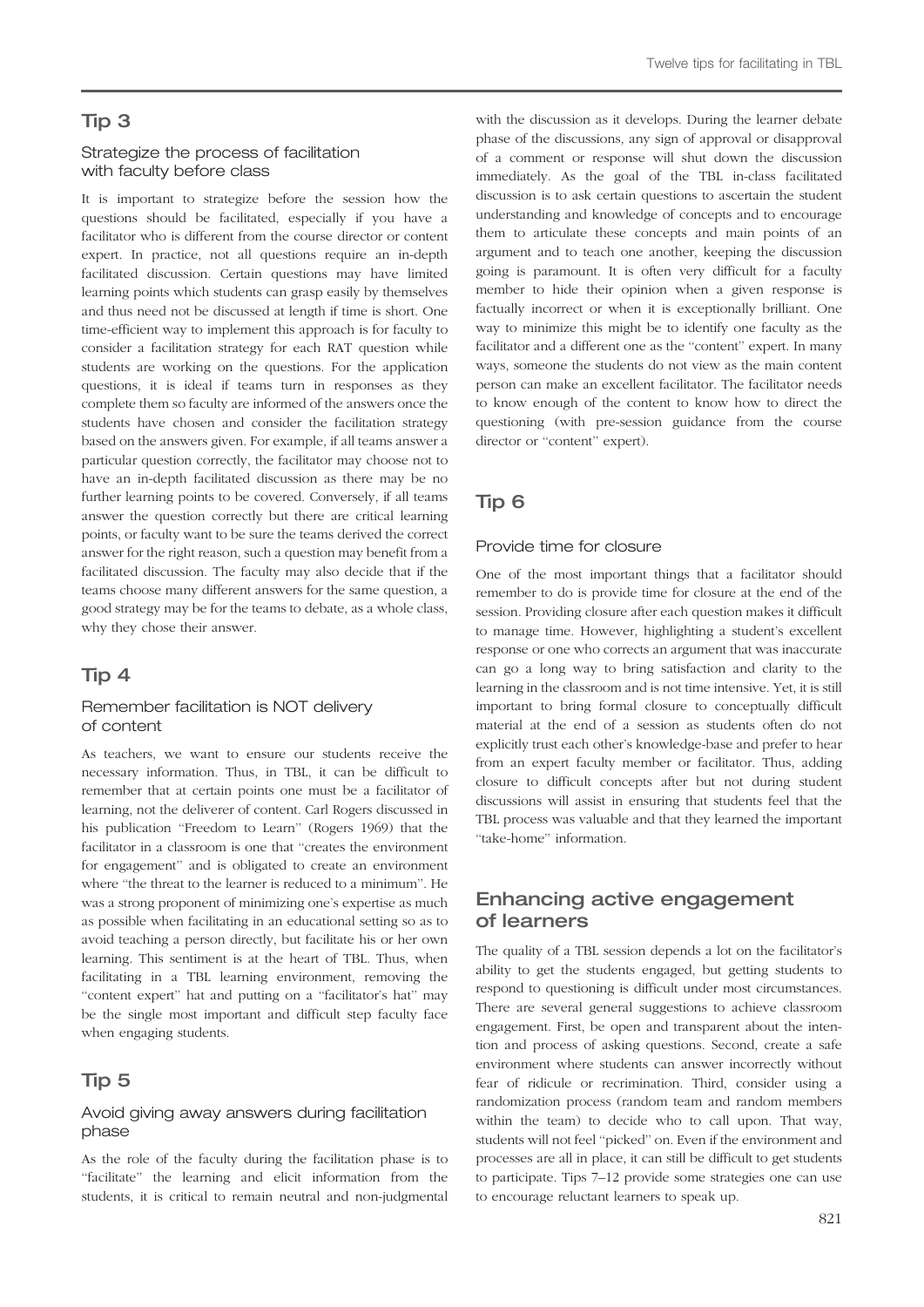## Tip 3

### Strategize the process of facilitation with faculty before class

It is important to strategize before the session how the questions should be facilitated, especially if you have a facilitator who is different from the course director or content expert. In practice, not all questions require an in-depth facilitated discussion. Certain questions may have limited learning points which students can grasp easily by themselves and thus need not be discussed at length if time is short. One time-efficient way to implement this approach is for faculty to consider a facilitation strategy for each RAT question while students are working on the questions. For the application questions, it is ideal if teams turn in responses as they complete them so faculty are informed of the answers once the students have chosen and consider the facilitation strategy based on the answers given. For example, if all teams answer a particular question correctly, the facilitator may choose not to have an in-depth facilitated discussion as there may be no further learning points to be covered. Conversely, if all teams answer the question correctly but there are critical learning points, or faculty want to be sure the teams derived the correct answer for the right reason, such a question may benefit from a facilitated discussion. The faculty may also decide that if the teams choose many different answers for the same question, a good strategy may be for the teams to debate, as a whole class, why they chose their answer.

## Tip 4

### Remember facilitation is NOT delivery of content

As teachers, we want to ensure our students receive the necessary information. Thus, in TBL, it can be difficult to remember that at certain points one must be a facilitator of learning, not the deliverer of content. Carl Rogers discussed in his publication "Freedom to Learn" (Rogers 1969) that the facilitator in a classroom is one that "creates the environment for engagement" and is obligated to create an environment where "the threat to the learner is reduced to a minimum". He was a strong proponent of minimizing one's expertise as much as possible when facilitating in an educational setting so as to avoid teaching a person directly, but facilitate his or her own learning. This sentiment is at the heart of TBL. Thus, when facilitating in a TBL learning environment, removing the "content expert" hat and putting on a "facilitator's hat" may be the single most important and difficult step faculty face when engaging students.

## Tip 5

### Avoid giving away answers during facilitation phase

As the role of the faculty during the facilitation phase is to "facilitate" the learning and elicit information from the students, it is critical to remain neutral and non-judgmental with the discussion as it develops. During the learner debate phase of the discussions, any sign of approval or disapproval of a comment or response will shut down the discussion immediately. As the goal of the TBL in-class facilitated discussion is to ask certain questions to ascertain the student understanding and knowledge of concepts and to encourage them to articulate these concepts and main points of an argument and to teach one another, keeping the discussion going is paramount. It is often very difficult for a faculty member to hide their opinion when a given response is factually incorrect or when it is exceptionally brilliant. One way to minimize this might be to identify one faculty as the facilitator and a different one as the "content" expert. In many ways, someone the students do not view as the main content person can make an excellent facilitator. The facilitator needs to know enough of the content to know how to direct the questioning (with pre-session guidance from the course director or "content" expert).

## Tip 6

### Provide time for closure

One of the most important things that a facilitator should remember to do is provide time for closure at the end of the session. Providing closure after each question makes it difficult to manage time. However, highlighting a student's excellent response or one who corrects an argument that was inaccurate can go a long way to bring satisfaction and clarity to the learning in the classroom and is not time intensive. Yet, it is still important to bring formal closure to conceptually difficult material at the end of a session as students often do not explicitly trust each other's knowledge-base and prefer to hear from an expert faculty member or facilitator. Thus, adding closure to difficult concepts after but not during student discussions will assist in ensuring that students feel that the TBL process was valuable and that they learned the important "take-home" information.

## Enhancing active engagement of learners

The quality of a TBL session depends a lot on the facilitator's ability to get the students engaged, but getting students to respond to questioning is difficult under most circumstances. There are several general suggestions to achieve classroom engagement. First, be open and transparent about the intention and process of asking questions. Second, create a safe environment where students can answer incorrectly without fear of ridicule or recrimination. Third, consider using a randomization process (random team and random members within the team) to decide who to call upon. That way, students will not feel "picked" on. Even if the environment and processes are all in place, it can still be difficult to get students to participate. Tips 7–12 provide some strategies one can use to encourage reluctant learners to speak up.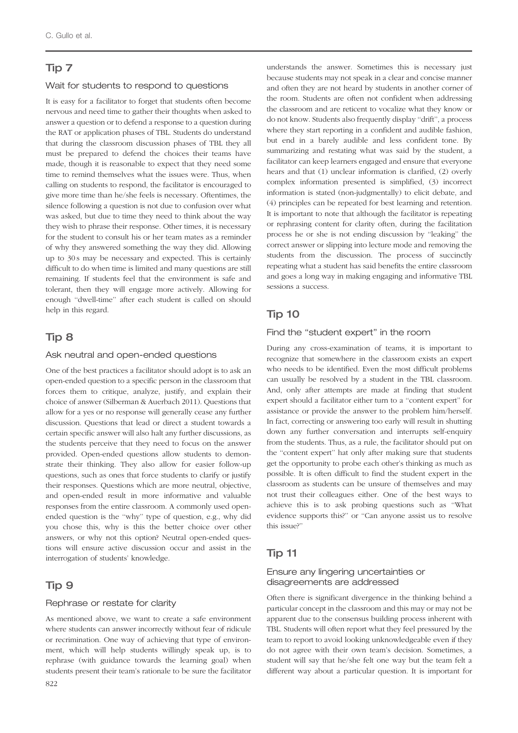## Tip 7

### Wait for students to respond to questions

It is easy for a facilitator to forget that students often become nervous and need time to gather their thoughts when asked to answer a question or to defend a response to a question during the RAT or application phases of TBL. Students do understand that during the classroom discussion phases of TBL they all must be prepared to defend the choices their teams have made, though it is reasonable to expect that they need some time to remind themselves what the issues were. Thus, when calling on students to respond, the facilitator is encouraged to give more time than he/she feels is necessary. Oftentimes, the silence following a question is not due to confusion over what was asked, but due to time they need to think about the way they wish to phrase their response. Other times, it is necessary for the student to consult his or her team mates as a reminder of why they answered something the way they did. Allowing up to 30 s may be necessary and expected. This is certainly difficult to do when time is limited and many questions are still remaining. If students feel that the environment is safe and tolerant, then they will engage more actively. Allowing for enough "dwell-time" after each student is called on should help in this regard.

## Tip 8

### Ask neutral and open-ended questions

One of the best practices a facilitator should adopt is to ask an open-ended question to a specific person in the classroom that forces them to critique, analyze, justify, and explain their choice of answer (Silberman & Auerbach 2011). Questions that allow for a yes or no response will generally cease any further discussion. Questions that lead or direct a student towards a certain specific answer will also halt any further discussions, as the students perceive that they need to focus on the answer provided. Open-ended questions allow students to demonstrate their thinking. They also allow for easier follow-up questions, such as ones that force students to clarify or justify their responses. Questions which are more neutral, objective, and open-ended result in more informative and valuable responses from the entire classroom. A commonly used open-ended question is the "why" type of question, e.g., why did you chose this, why is this the better choice over other answers, or why not this option? Neutral open-ended questions will ensure active discussion occur and assist in the interrogation of students' knowledge.

## Tip 9

### Rephrase or restate for clarity

As mentioned above, we want to create a safe environment where students can answer incorrectly without fear of ridicule or recrimination. One way of achieving that type of environment, which will help students willingly speak up, is to rephrase (with guidance towards the learning goal) when students present their team's rationale to be sure the facilitator understands the answer. Sometimes this is necessary just because students may not speak in a clear and concise manner and often they are not heard by students in another corner of the room. Students are often not confident when addressing the classroom and are reticent to vocalize what they know or do not know. Students also frequently display "drift", a process where they start reporting in a confident and audible fashion, but end in a barely audible and less confident tone. By summarizing and restating what was said by the student, a facilitator can keep learners engaged and ensure that everyone hears and that (1) unclear information is clarified, (2) overly complex information presented is simplified, (3) incorrect information is stated (non-judgmentally) to elicit debate, and (4) principles can be repeated for best learning and retention. It is important to note that although the facilitator is repeating or rephrasing content for clarity often, during the facilitation process he or she is not ending discussion by "leaking" the correct answer or slipping into lecture mode and removing the students from the discussion. The process of succinctly repeating what a student has said benefits the entire classroom and goes a long way in making engaging and informative TBL sessions a success.

## Tip 10

### Find the "student expert" in the room

During any cross-examination of teams, it is important to recognize that somewhere in the classroom exists an expert who needs to be identified. Even the most difficult problems can usually be resolved by a student in the TBL classroom. And, only after attempts are made at finding that student expert should a facilitator either turn to a "content expert" for assistance or provide the answer to the problem him/herself. In fact, correcting or answering too early will result in shutting down any further conversation and interrupts self-enquiry from the students. Thus, as a rule, the facilitator should put on the "content expert" hat only after making sure that students get the opportunity to probe each other's thinking as much as possible. It is often difficult to find the student expert in the classroom as students can be unsure of themselves and may not trust their colleagues either. One of the best ways to achieve this is to ask probing questions such as "What evidence supports this?" or "Can anyone assist us to resolve this issue?"

## Tip 11

### Ensure any lingering uncertainties or disagreements are addressed

Often there is significant divergence in the thinking behind a particular concept in the classroom and this may or may not be apparent due to the consensus building process inherent with TBL. Students will often report what they feel pressured by the team to report to avoid looking unknowledgeable even if they do not agree with their own team's decision. Sometimes, a student will say that he/she felt one way but the team felt a different way about a particular question. It is important for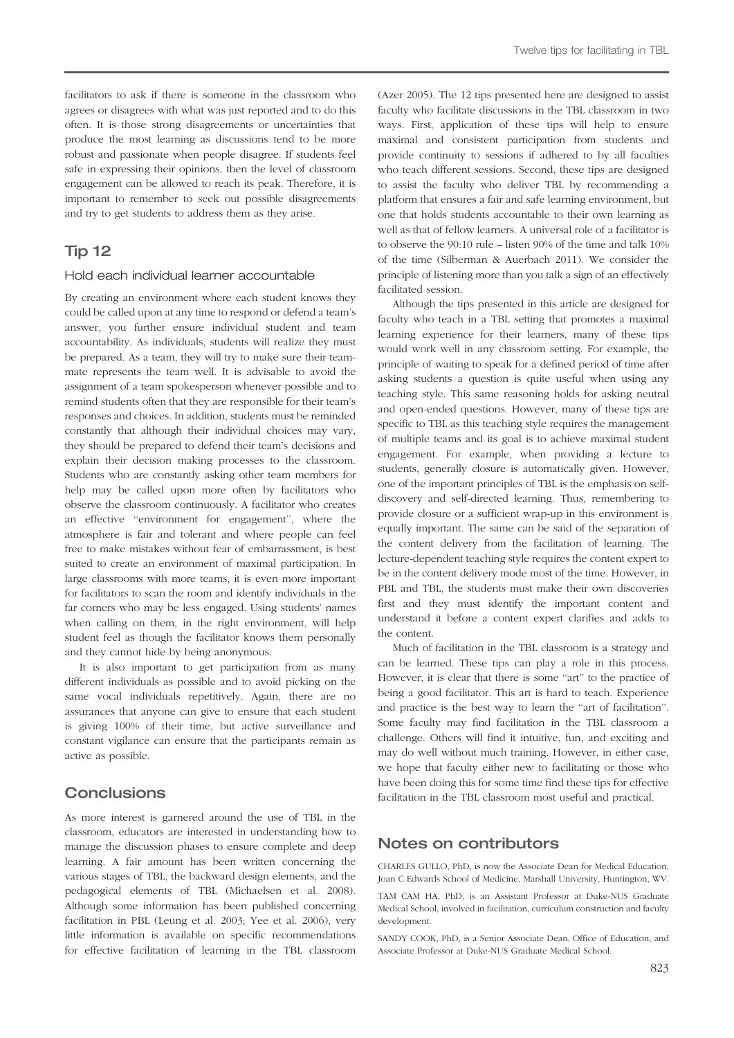facilitators to ask if there is someone in the classroom who agrees or disagrees with what was just reported and to do this often. It is those strong disagreements or uncertainties that produce the most learning as discussions tend to be more robust and passionate when people disagree. If students feel safe in expressing their opinions, then the level of classroom engagement can be allowed to reach its peak. Therefore, it is important to remember to seek out possible disagreements and try to get students to address them as they arise.

## Tip 12

### Hold each individual learner accountable

By creating an environment where each student knows they could be called upon at any time to respond or defend a team's answer, you further ensure individual student and team accountability. As individuals, students will realize they must be prepared. As a team, they will try to make sure their teammate represents the team well. It is advisable to avoid the assignment of a team spokesperson whenever possible and to remind students often that they are responsible for their team's responses and choices. In addition, students must be reminded constantly that although their individual choices may vary, they should be prepared to defend their team's decisions and explain their decision making processes to the classroom. Students who are constantly asking other team members for help may be called upon more often by facilitators who observe the classroom continuously. A facilitator who creates an effective "environment for engagement", where the atmosphere is fair and tolerant and where people can feel free to make mistakes without fear of embarrassment, is best suited to create an environment of maximal participation. In large classrooms with more teams, it is even more important for facilitators to scan the room and identify individuals in the far corners who may be less engaged. Using students' names when calling on them, in the right environment, will help student feel as though the facilitator knows them personally and they cannot hide by being anonymous.

It is also important to get participation from as many different individuals as possible and to avoid picking on the same vocal individuals repetitively. Again, there are no assurances that anyone can give to ensure that each student is giving 100% of their time, but active surveillance and constant vigilance can ensure that the participants remain as active as possible.

## Conclusions

As more interest is garnered around the use of TBL in the classroom, educators are interested in understanding how to manage the discussion phases to ensure complete and deep learning. A fair amount has been written concerning the various stages of TBL, the backward design elements, and the pedagogical elements of TBL (Michaelsen et al. 2008). Although some information has been published concerning facilitation in PBL (Leung et al. 2003; Yee et al. 2006), very little information is available on specific recommendations for effective facilitation of learning in the TBL classroom (Azer 2005). The 12 tips presented here are designed to assist faculty who facilitate discussions in the TBL classroom in two ways. First, application of these tips will help to ensure maximal and consistent participation from students and provide continuity to sessions if adhered to by all faculties who teach different sessions. Second, these tips are designed to assist the faculty who deliver TBL by recommending a platform that ensures a fair and safe learning environment, but one that holds students accountable to their own learning as well as that of fellow learners. A universal role of a facilitator is to observe the 90:10 rule – listen 90% of the time and talk 10% of the time (Silberman & Auerbach 2011). We consider the principle of listening more than you talk a sign of an effectively facilitated session.

Although the tips presented in this article are designed for faculty who teach in a TBL setting that promotes a maximal learning experience for their learners, many of these tips would work well in any classroom setting. For example, the principle of waiting to speak for a defined period of time after asking students a question is quite useful when using any teaching style. This same reasoning holds for asking neutral and open-ended questions. However, many of these tips are specific to TBL as this teaching style requires the management of multiple teams and its goal is to achieve maximal student engagement. For example, when providing a lecture to students, generally closure is automatically given. However, one of the important principles of TBL is the emphasis on self-discovery and self-directed learning. Thus, remembering to provide closure or a sufficient wrap-up in this environment is equally important. The same can be said of the separation of the content delivery from the facilitation of learning. The lecture-dependent teaching style requires the content expert to be in the content delivery mode most of the time. However, in PBL and TBL, the students must make their own discoveries first and they must identify the important content and understand it before a content expert clarifies and adds to the content.

Much of facilitation in the TBL classroom is a strategy and can be learned. These tips can play a role in this process. However, it is clear that there is some "art" to the practice of being a good facilitator. This art is hard to teach. Experience and practice is the best way to learn the "art of facilitation". Some faculty may find facilitation in the TBL classroom a challenge. Others will find it intuitive, fun, and exciting and may do well without much training. However, in either case, we hope that faculty either new to facilitating or those who have been doing this for some time find these tips for effective facilitation in the TBL classroom most useful and practical.

## Notes on contributors

CHARLES GULLO, PhD, is now the Associate Dean for Medical Education, Joan C Edwards School of Medicine, Marshall University, Huntington, WV.

TAM CAM HA, PhD, is an Assistant Professor at Duke-NUS Graduate Medical School, involved in facilitation, curriculum construction and faculty development.

SANDY COOK, PhD, is a Senior Associate Dean, Office of Education, and Associate Professor at Duke-NUS Graduate Medical School.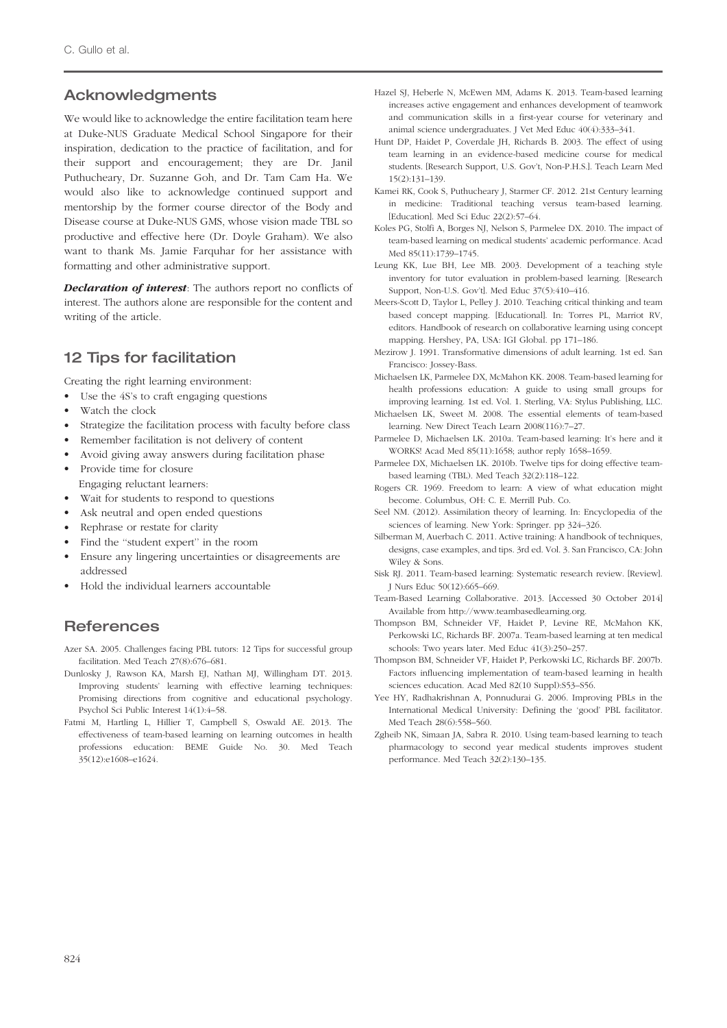## Acknowledgments

We would like to acknowledge the entire facilitation team here at Duke-NUS Graduate Medical School Singapore for their inspiration, dedication to the practice of facilitation, and for their support and encouragement; they are Dr. Janil Puthucheary, Dr. Suzanne Goh, and Dr. Tam Cam Ha. We would also like to acknowledge continued support and mentorship by the former course director of the Body and Disease course at Duke-NUS GMS, whose vision made TBL so productive and effective here (Dr. Doyle Graham). We also want to thank Ms. Jamie Farquhar for her assistance with formatting and other administrative support.

***Declaration of interest***: The authors report no conflicts of interest. The authors alone are responsible for the content and writing of the article.

## 12 Tips for facilitation

Creating the right learning environment:

- Use the 4S's to craft engaging questions
- Watch the clock
- Strategize the facilitation process with faculty before class
- Remember facilitation is not delivery of content
- Avoid giving away answers during facilitation phase
- Provide time for closure

Engaging reluctant learners:

- Wait for students to respond to questions
- Ask neutral and open ended questions
- Rephrase or restate for clarity
- Find the "student expert" in the room
- Ensure any lingering uncertainties or disagreements are addressed
- Hold the individual learners accountable

## References

Azer SA. 2005. Challenges facing PBL tutors: 12 Tips for successful group facilitation. Med Teach 27(8):676–681.

Dunlosky J, Rawson KA, Marsh EJ, Nathan MJ, Willingham DT. 2013. Improving students' learning with effective learning techniques: Promising directions from cognitive and educational psychology. Psychol Sci Public Interest 14(1):4–58.

Fatmi M, Hartling L, Hillier T, Campbell S, Oswald AE. 2013. The effectiveness of team-based learning on learning outcomes in health professions education: BEME Guide No. 30. Med Teach 35(12):e1608–e1624.

Hazel SJ, Heberle N, McEwen MM, Adams K. 2013. Team-based learning increases active engagement and enhances development of teamwork and communication skills in a first-year course for veterinary and animal science undergraduates. J Vet Med Educ 40(4):333–341.

Hunt DP, Haidet P, Coverdale JH, Richards B. 2003. The effect of using team learning in an evidence-based medicine course for medical students. [Research Support, U.S. Gov't, Non-P.H.S.]. Teach Learn Med 15(2):131–139.

Kamei RK, Cook S, Puthucheary J, Starmer CF. 2012. 21st Century learning in medicine: Traditional teaching versus team-based learning. [Education]. Med Sci Educ 22(2):57–64.

Koles PG, Stolfi A, Borges NJ, Nelson S, Parmelee DX. 2010. The impact of team-based learning on medical students' academic performance. Acad Med 85(11):1739–1745.

Leung KK, Lue BH, Lee MB. 2003. Development of a teaching style inventory for tutor evaluation in problem-based learning. [Research Support, Non-U.S. Gov't]. Med Educ 37(5):410–416.

Meers-Scott D, Taylor L, Pelley J. 2010. Teaching critical thinking and team based concept mapping. [Educational]. In: Torres PL, Marriot RV, editors. Handbook of research on collaborative learning using concept mapping. Hershey, PA, USA: IGI Global. pp 171–186.

Mezirow J. 1991. Transformative dimensions of adult learning. 1st ed. San Francisco: Jossey-Bass.

Michaelsen LK, Parmelee DX, McMahon KK. 2008. Team-based learning for health professions education: A guide to using small groups for improving learning. 1st ed. Vol. 1. Sterling, VA: Stylus Publishing, LLC.

Michaelsen LK, Sweet M. 2008. The essential elements of team-based learning. New Direct Teach Learn 2008(116):7–27.

Parmelee D, Michaelsen LK. 2010a. Team-based learning: It's here and it WORKS! Acad Med 85(11):1658; author reply 1658–1659.

Parmelee DX, Michaelsen LK. 2010b. Twelve tips for doing effective team-based learning (TBL). Med Teach 32(2):118–122.

Rogers CR. 1969. Freedom to learn: A view of what education might become. Columbus, OH: C. E. Merrill Pub. Co.

Seel NM. (2012). Assimilation theory of learning. In: Encyclopedia of the sciences of learning. New York: Springer. pp 324–326.

Silberman M, Auerbach C. 2011. Active training: A handbook of techniques, designs, case examples, and tips. 3rd ed. Vol. 3. San Francisco, CA: John Wiley & Sons.

Sisk RJ. 2011. Team-based learning: Systematic research review. [Review]. J Nurs Educ 50(12):665–669.

Team-Based Learning Collaborative. 2013. [Accessed 30 October 2014] Available from http://www.teambasedlearning.org.

Thompson BM, Schneider VF, Haidet P, Levine RE, McMahon KK, Perkowski LC, Richards BF. 2007a. Team-based learning at ten medical schools: Two years later. Med Educ 41(3):250–257.

Thompson BM, Schneider VF, Haidet P, Perkowski LC, Richards BF. 2007b. Factors influencing implementation of team-based learning in health sciences education. Acad Med 82(10 Suppl):S53–S56.

Yee HY, Radhakrishnan A, Ponnudurai G. 2006. Improving PBLs in the International Medical University: Defining the 'good' PBL facilitator. Med Teach 28(6):558–560.

Zgheib NK, Simaan JA, Sabra R. 2010. Using team-based learning to teach pharmacology to second year medical students improves student performance. Med Teach 32(2):130–135.